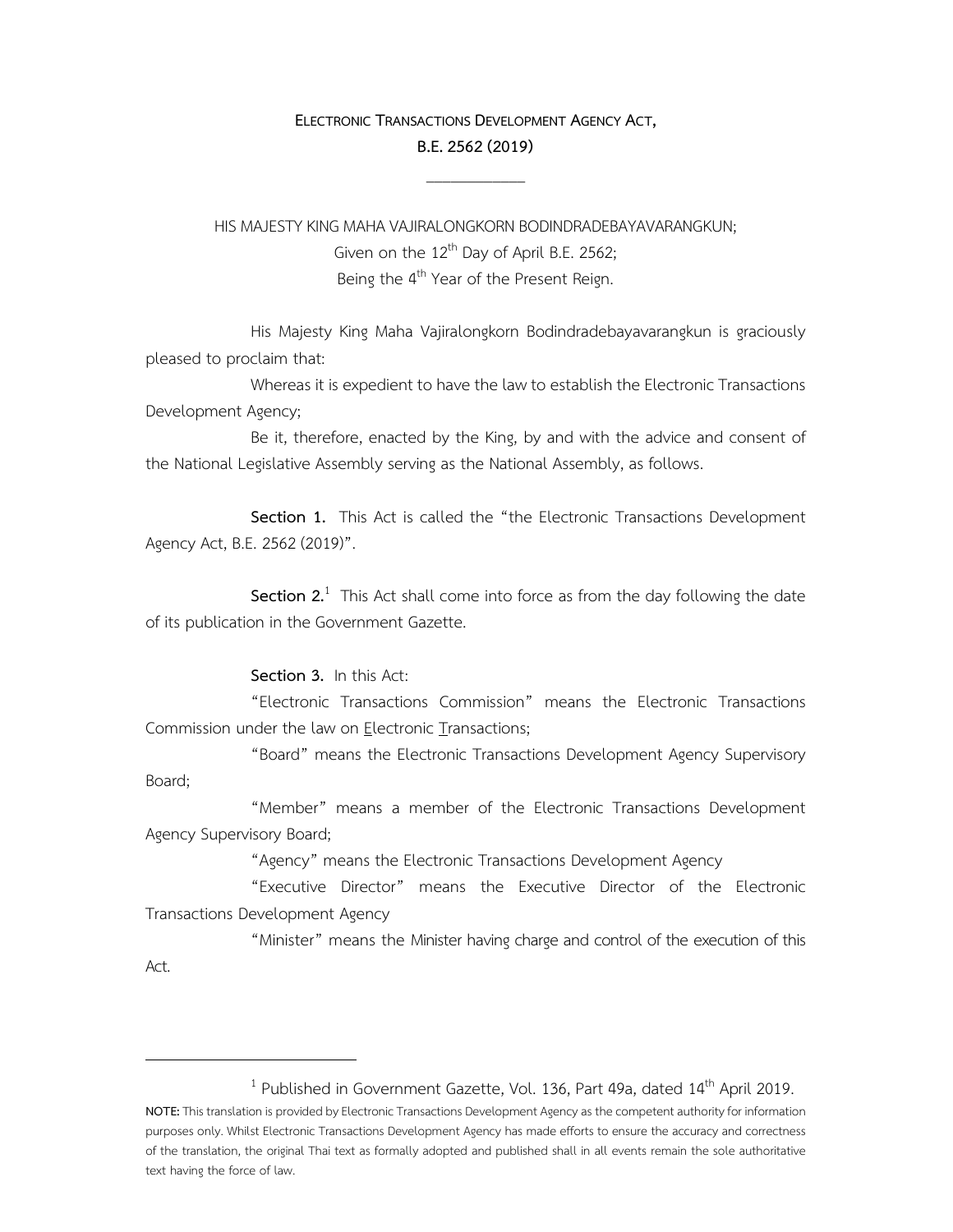# ELECTRONIC TRANSACTIONS DEVELOPMENT AGENCY ACT,
# B.E. 2562 (2019)

---

HIS MAJESTY KING MAHA VAJIRALONGKORN BODINDRADEBAYAVARANGKUN;
Given on the 12th Day of April B.E. 2562;
Being the 4th Year of the Present Reign.

His Majesty King Maha Vajiralongkorn Bodindradebayavarangkun is graciously pleased to proclaim that:

Whereas it is expedient to have the law to establish the Electronic Transactions Development Agency;

Be it, therefore, enacted by the King, by and with the advice and consent of the National Legislative Assembly serving as the National Assembly, as follows.

**Section 1.** This Act is called the "the Electronic Transactions Development Agency Act, B.E. 2562 (2019)".

**Section 2.**[1] This Act shall come into force as from the day following the date of its publication in the Government Gazette.

**Section 3.** In this Act:

"Electronic Transactions Commission" means the Electronic Transactions Commission under the law on Electronic Transactions;

"Board" means the Electronic Transactions Development Agency Supervisory Board;

"Member" means a member of the Electronic Transactions Development Agency Supervisory Board;

"Agency" means the Electronic Transactions Development Agency

"Executive Director" means the Executive Director of the Electronic Transactions Development Agency

"Minister" means the Minister having charge and control of the execution of this Act.

---

[1] Published in Government Gazette, Vol. 136, Part 49a, dated 14th April 2019.

**NOTE:** This translation is provided by Electronic Transactions Development Agency as the competent authority for information purposes only. Whilst Electronic Transactions Development Agency has made efforts to ensure the accuracy and correctness of the translation, the original Thai text as formally adopted and published shall in all events remain the sole authoritative text having the force of law.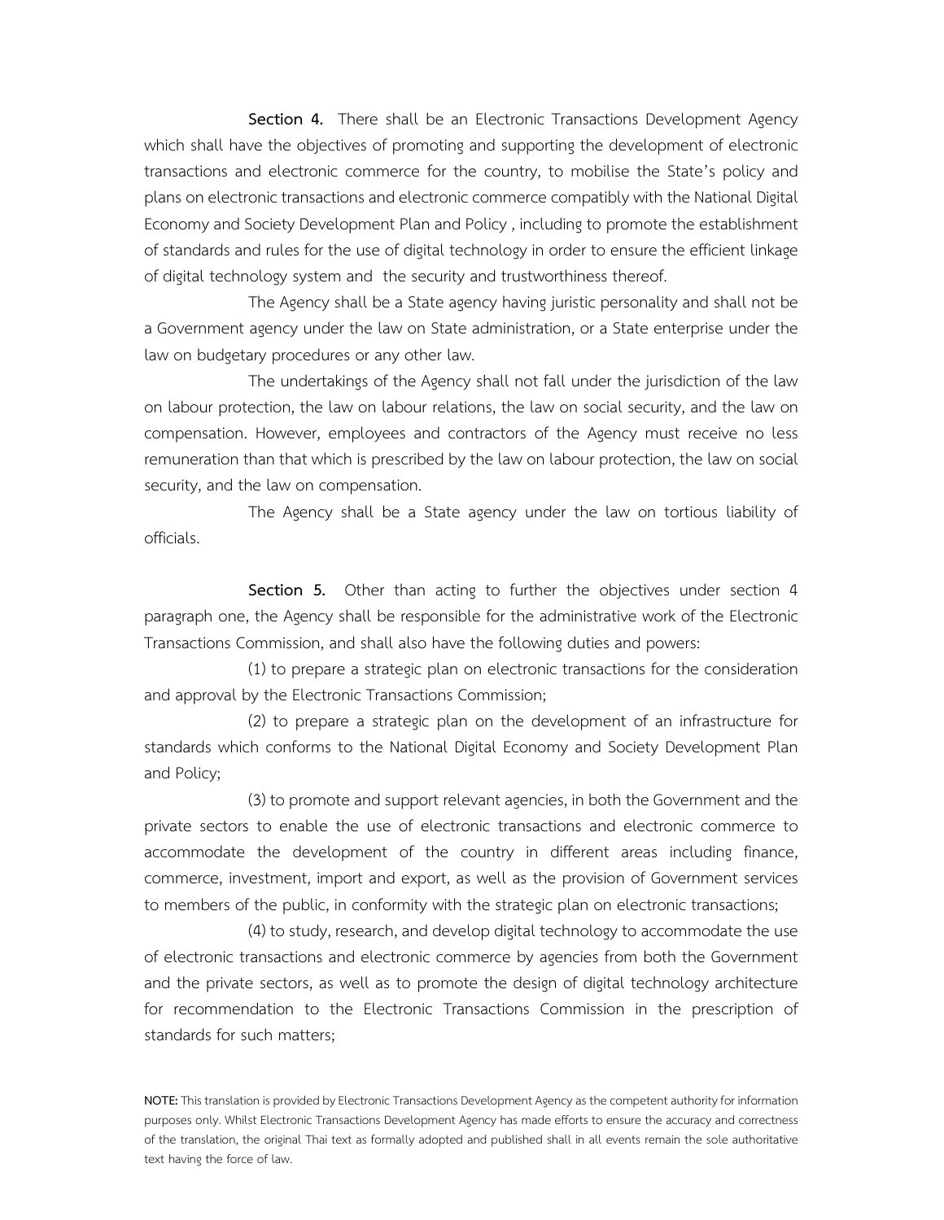**Section 4.** There shall be an Electronic Transactions Development Agency which shall have the objectives of promoting and supporting the development of electronic transactions and electronic commerce for the country, to mobilise the State's policy and plans on electronic transactions and electronic commerce compatibly with the National Digital Economy and Society Development Plan and Policy , including to promote the establishment of standards and rules for the use of digital technology in order to ensure the efficient linkage of digital technology system and the security and trustworthiness thereof.

The Agency shall be a State agency having juristic personality and shall not be a Government agency under the law on State administration, or a State enterprise under the law on budgetary procedures or any other law.

The undertakings of the Agency shall not fall under the jurisdiction of the law on labour protection, the law on labour relations, the law on social security, and the law on compensation. However, employees and contractors of the Agency must receive no less remuneration than that which is prescribed by the law on labour protection, the law on social security, and the law on compensation.

The Agency shall be a State agency under the law on tortious liability of officials.

**Section 5.** Other than acting to further the objectives under section 4 paragraph one, the Agency shall be responsible for the administrative work of the Electronic Transactions Commission, and shall also have the following duties and powers:

(1) to prepare a strategic plan on electronic transactions for the consideration and approval by the Electronic Transactions Commission;

(2) to prepare a strategic plan on the development of an infrastructure for standards which conforms to the National Digital Economy and Society Development Plan and Policy;

(3) to promote and support relevant agencies, in both the Government and the private sectors to enable the use of electronic transactions and electronic commerce to accommodate the development of the country in different areas including finance, commerce, investment, import and export, as well as the provision of Government services to members of the public, in conformity with the strategic plan on electronic transactions;

(4) to study, research, and develop digital technology to accommodate the use of electronic transactions and electronic commerce by agencies from both the Government and the private sectors, as well as to promote the design of digital technology architecture for recommendation to the Electronic Transactions Commission in the prescription of standards for such matters;

**NOTE:** This translation is provided by Electronic Transactions Development Agency as the competent authority for information purposes only. Whilst Electronic Transactions Development Agency has made efforts to ensure the accuracy and correctness of the translation, the original Thai text as formally adopted and published shall in all events remain the sole authoritative text having the force of law.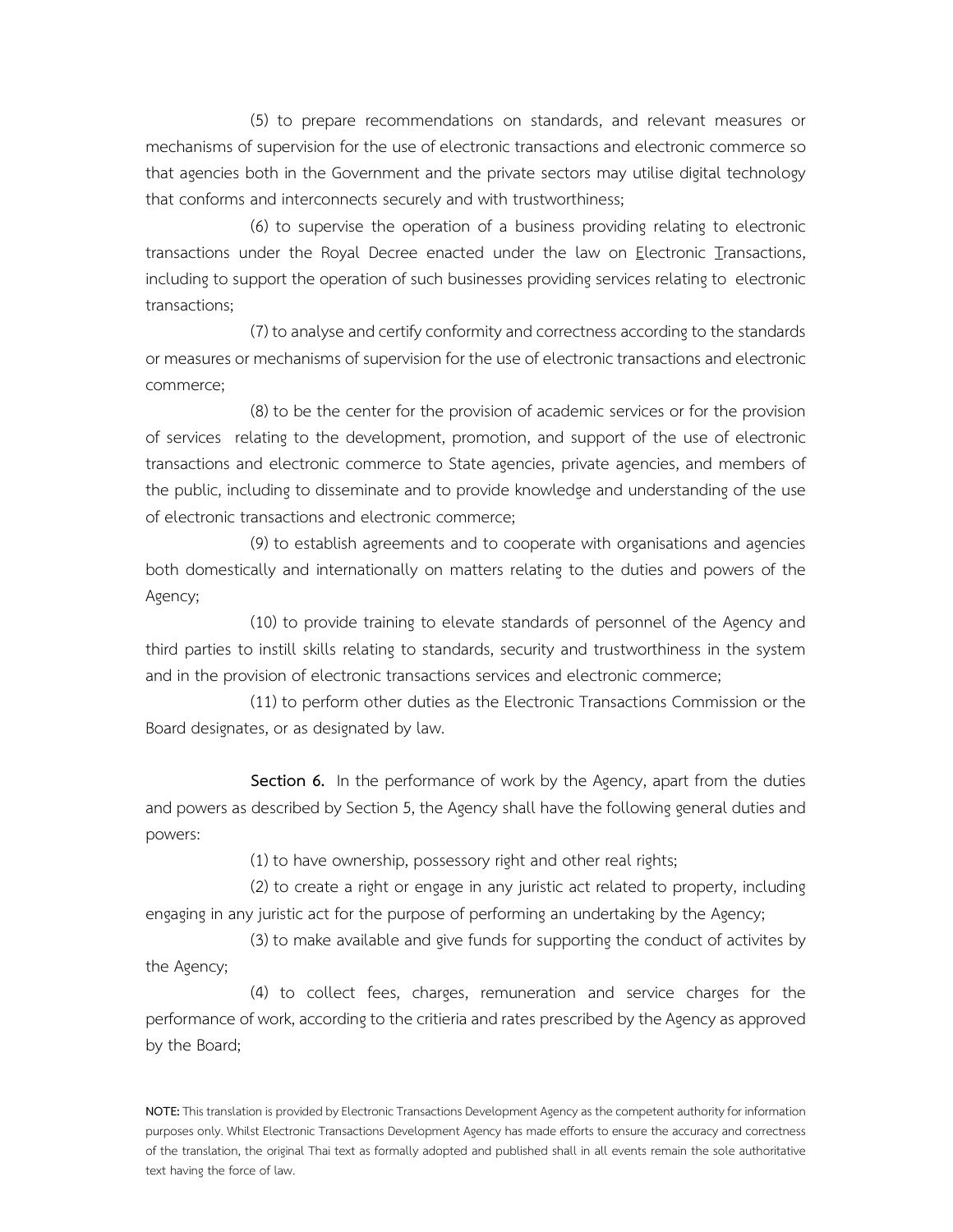(5) to prepare recommendations on standards, and relevant measures or mechanisms of supervision for the use of electronic transactions and electronic commerce so that agencies both in the Government and the private sectors may utilise digital technology that conforms and interconnects securely and with trustworthiness;

(6) to supervise the operation of a business providing relating to electronic transactions under the Royal Decree enacted under the law on Electronic Transactions, including to support the operation of such businesses providing services relating to electronic transactions;

(7) to analyse and certify conformity and correctness according to the standards or measures or mechanisms of supervision for the use of electronic transactions and electronic commerce;

(8) to be the center for the provision of academic services or for the provision of services relating to the development, promotion, and support of the use of electronic transactions and electronic commerce to State agencies, private agencies, and members of the public, including to disseminate and to provide knowledge and understanding of the use of electronic transactions and electronic commerce;

(9) to establish agreements and to cooperate with organisations and agencies both domestically and internationally on matters relating to the duties and powers of the Agency;

(10) to provide training to elevate standards of personnel of the Agency and third parties to instill skills relating to standards, security and trustworthiness in the system and in the provision of electronic transactions services and electronic commerce;

(11) to perform other duties as the Electronic Transactions Commission or the Board designates, or as designated by law.

**Section 6.** In the performance of work by the Agency, apart from the duties and powers as described by Section 5, the Agency shall have the following general duties and powers:

(1) to have ownership, possessory right and other real rights;

(2) to create a right or engage in any juristic act related to property, including engaging in any juristic act for the purpose of performing an undertaking by the Agency;

(3) to make available and give funds for supporting the conduct of activites by the Agency;

(4) to collect fees, charges, remuneration and service charges for the performance of work, according to the critieria and rates prescribed by the Agency as approved by the Board;

**NOTE:** This translation is provided by Electronic Transactions Development Agency as the competent authority for information purposes only. Whilst Electronic Transactions Development Agency has made efforts to ensure the accuracy and correctness of the translation, the original Thai text as formally adopted and published shall in all events remain the sole authoritative text having the force of law.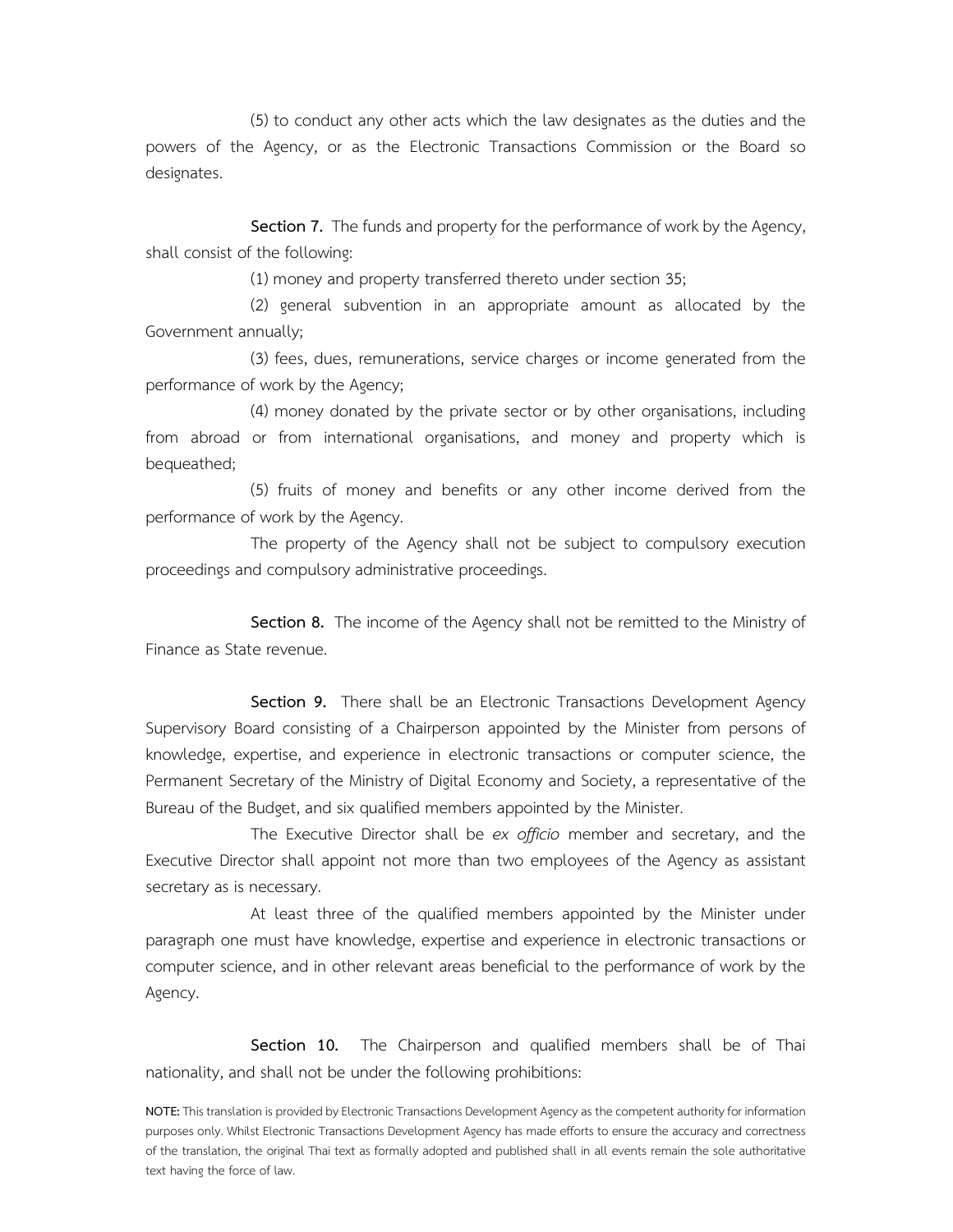(5) to conduct any other acts which the law designates as the duties and the powers of the Agency, or as the Electronic Transactions Commission or the Board so designates.

**Section 7.** The funds and property for the performance of work by the Agency, shall consist of the following:

(1) money and property transferred thereto under section 35;

(2) general subvention in an appropriate amount as allocated by the Government annually;

(3) fees, dues, remunerations, service charges or income generated from the performance of work by the Agency;

(4) money donated by the private sector or by other organisations, including from abroad or from international organisations, and money and property which is bequeathed;

(5) fruits of money and benefits or any other income derived from the performance of work by the Agency.

The property of the Agency shall not be subject to compulsory execution proceedings and compulsory administrative proceedings.

**Section 8.** The income of the Agency shall not be remitted to the Ministry of Finance as State revenue.

**Section 9.** There shall be an Electronic Transactions Development Agency Supervisory Board consisting of a Chairperson appointed by the Minister from persons of knowledge, expertise, and experience in electronic transactions or computer science, the Permanent Secretary of the Ministry of Digital Economy and Society, a representative of the Bureau of the Budget, and six qualified members appointed by the Minister.

The Executive Director shall be *ex officio* member and secretary, and the Executive Director shall appoint not more than two employees of the Agency as assistant secretary as is necessary.

At least three of the qualified members appointed by the Minister under paragraph one must have knowledge, expertise and experience in electronic transactions or computer science, and in other relevant areas beneficial to the performance of work by the Agency.

**Section 10.** The Chairperson and qualified members shall be of Thai nationality, and shall not be under the following prohibitions:

**NOTE:** This translation is provided by Electronic Transactions Development Agency as the competent authority for information purposes only. Whilst Electronic Transactions Development Agency has made efforts to ensure the accuracy and correctness of the translation, the original Thai text as formally adopted and published shall in all events remain the sole authoritative text having the force of law.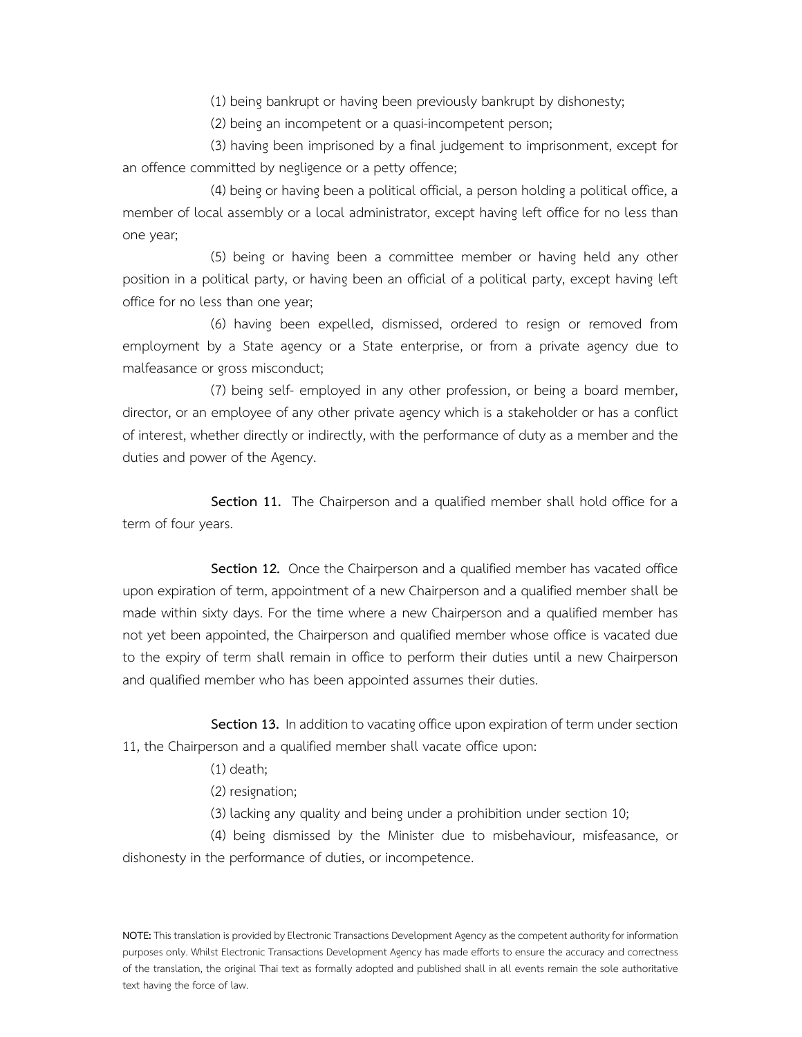(1) being bankrupt or having been previously bankrupt by dishonesty;

(2) being an incompetent or a quasi-incompetent person;

(3) having been imprisoned by a final judgement to imprisonment, except for an offence committed by negligence or a petty offence;

(4) being or having been a political official, a person holding a political office, a member of local assembly or a local administrator, except having left office for no less than one year;

(5) being or having been a committee member or having held any other position in a political party, or having been an official of a political party, except having left office for no less than one year;

(6) having been expelled, dismissed, ordered to resign or removed from employment by a State agency or a State enterprise, or from a private agency due to malfeasance or gross misconduct;

(7) being self- employed in any other profession, or being a board member, director, or an employee of any other private agency which is a stakeholder or has a conflict of interest, whether directly or indirectly, with the performance of duty as a member and the duties and power of the Agency.

**Section 11.** The Chairperson and a qualified member shall hold office for a term of four years.

**Section 12.** Once the Chairperson and a qualified member has vacated office upon expiration of term, appointment of a new Chairperson and a qualified member shall be made within sixty days. For the time where a new Chairperson and a qualified member has not yet been appointed, the Chairperson and qualified member whose office is vacated due to the expiry of term shall remain in office to perform their duties until a new Chairperson and qualified member who has been appointed assumes their duties.

**Section 13.** In addition to vacating office upon expiration of term under section 11, the Chairperson and a qualified member shall vacate office upon:

(1) death;

(2) resignation;

(3) lacking any quality and being under a prohibition under section 10;

(4) being dismissed by the Minister due to misbehaviour, misfeasance, or dishonesty in the performance of duties, or incompetence.

**NOTE:** This translation is provided by Electronic Transactions Development Agency as the competent authority for information purposes only. Whilst Electronic Transactions Development Agency has made efforts to ensure the accuracy and correctness of the translation, the original Thai text as formally adopted and published shall in all events remain the sole authoritative text having the force of law.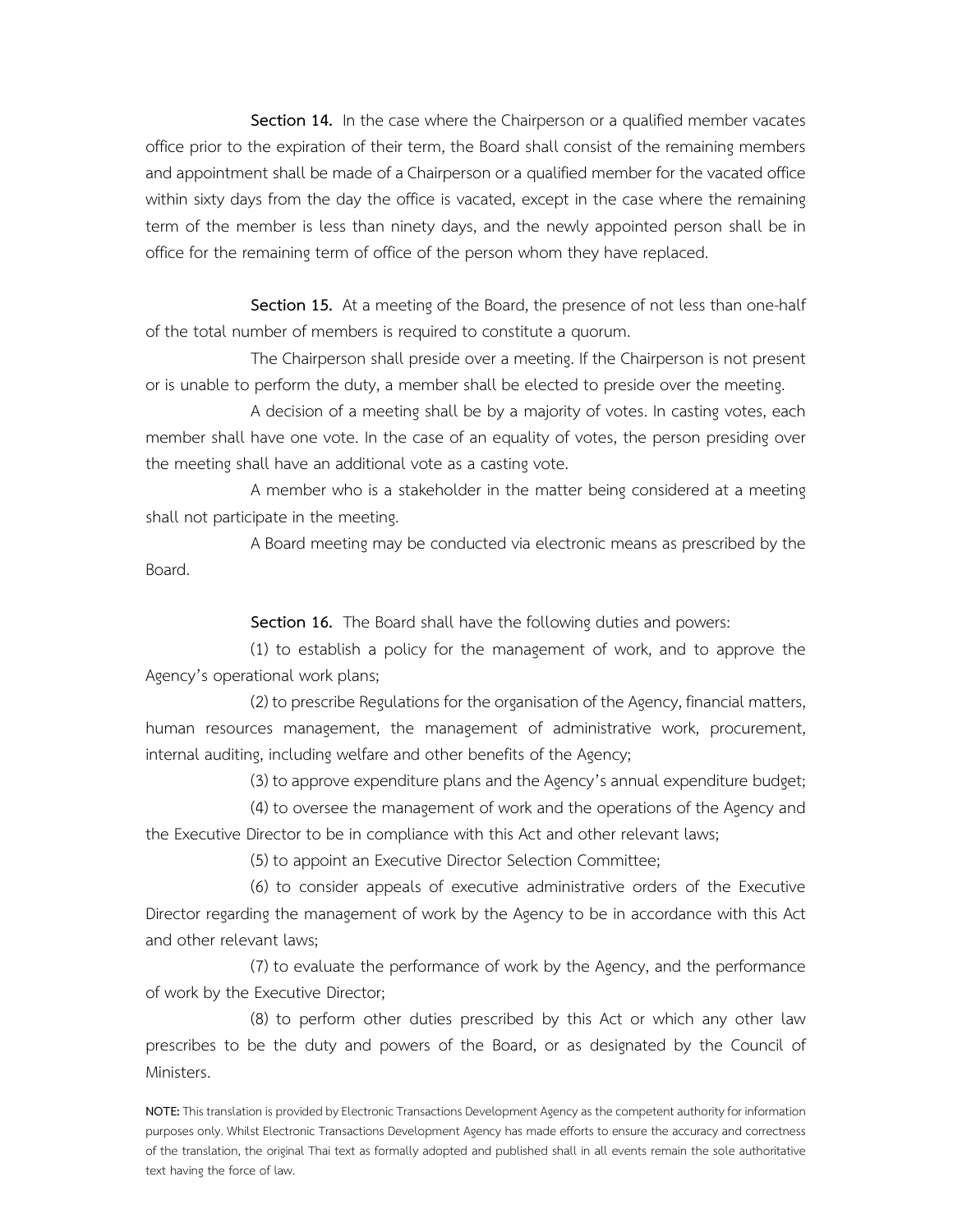**Section 14.** In the case where the Chairperson or a qualified member vacates office prior to the expiration of their term, the Board shall consist of the remaining members and appointment shall be made of a Chairperson or a qualified member for the vacated office within sixty days from the day the office is vacated, except in the case where the remaining term of the member is less than ninety days, and the newly appointed person shall be in office for the remaining term of office of the person whom they have replaced.

**Section 15.** At a meeting of the Board, the presence of not less than one-half of the total number of members is required to constitute a quorum.

The Chairperson shall preside over a meeting. If the Chairperson is not present or is unable to perform the duty, a member shall be elected to preside over the meeting.

A decision of a meeting shall be by a majority of votes. In casting votes, each member shall have one vote. In the case of an equality of votes, the person presiding over the meeting shall have an additional vote as a casting vote.

A member who is a stakeholder in the matter being considered at a meeting shall not participate in the meeting.

A Board meeting may be conducted via electronic means as prescribed by the Board.

**Section 16.** The Board shall have the following duties and powers:

(1) to establish a policy for the management of work, and to approve the Agency's operational work plans;

(2) to prescribe Regulations for the organisation of the Agency, financial matters, human resources management, the management of administrative work, procurement, internal auditing, including welfare and other benefits of the Agency;

(3) to approve expenditure plans and the Agency's annual expenditure budget;

(4) to oversee the management of work and the operations of the Agency and the Executive Director to be in compliance with this Act and other relevant laws;

(5) to appoint an Executive Director Selection Committee;

(6) to consider appeals of executive administrative orders of the Executive Director regarding the management of work by the Agency to be in accordance with this Act and other relevant laws;

(7) to evaluate the performance of work by the Agency, and the performance of work by the Executive Director;

(8) to perform other duties prescribed by this Act or which any other law prescribes to be the duty and powers of the Board, or as designated by the Council of Ministers.

**NOTE:** This translation is provided by Electronic Transactions Development Agency as the competent authority for information purposes only. Whilst Electronic Transactions Development Agency has made efforts to ensure the accuracy and correctness of the translation, the original Thai text as formally adopted and published shall in all events remain the sole authoritative text having the force of law.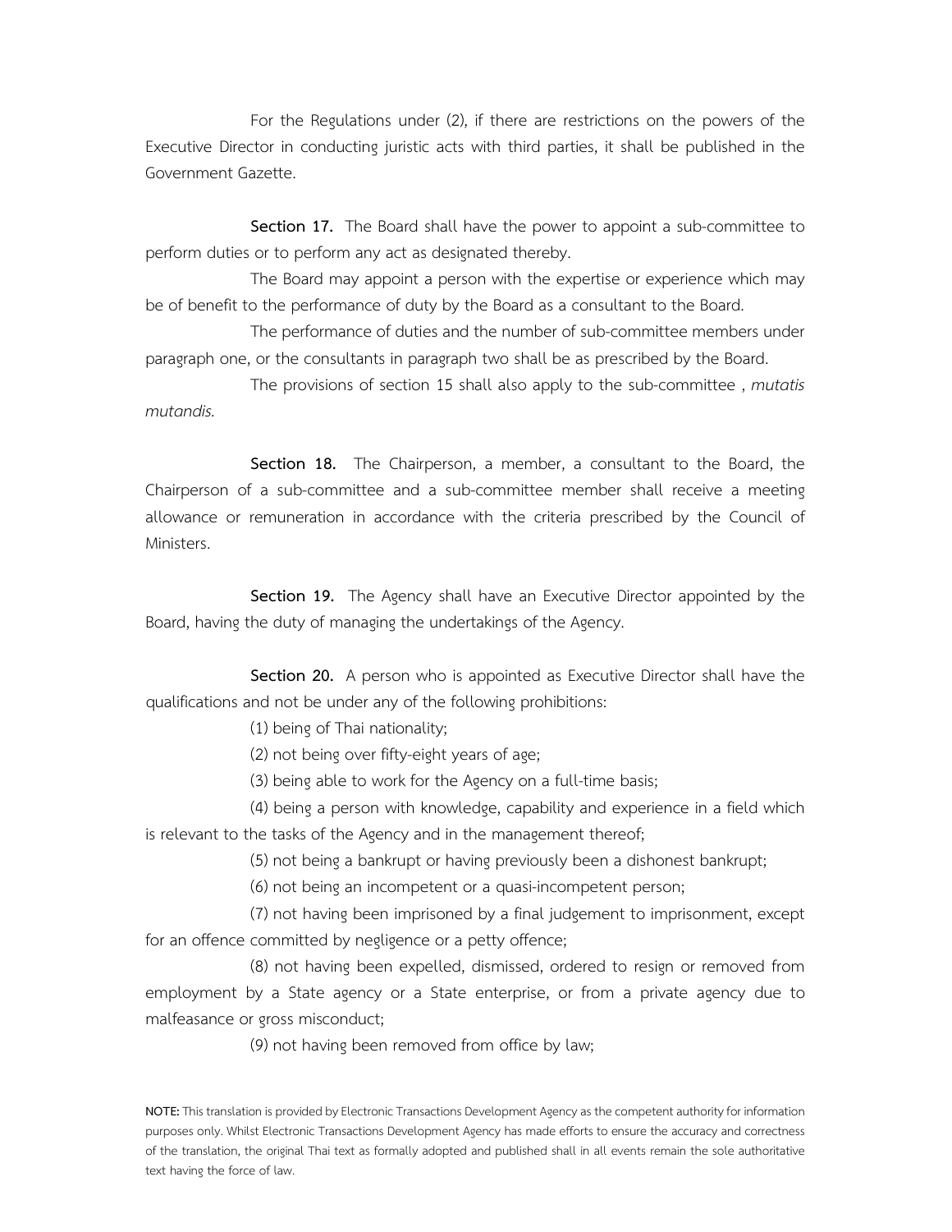For the Regulations under (2), if there are restrictions on the powers of the Executive Director in conducting juristic acts with third parties, it shall be published in the Government Gazette.

**Section 17.** The Board shall have the power to appoint a sub-committee to perform duties or to perform any act as designated thereby.

The Board may appoint a person with the expertise or experience which may be of benefit to the performance of duty by the Board as a consultant to the Board.

The performance of duties and the number of sub-committee members under paragraph one, or the consultants in paragraph two shall be as prescribed by the Board.

The provisions of section 15 shall also apply to the sub-committee , *mutatis mutandis.*

**Section 18.** The Chairperson, a member, a consultant to the Board, the Chairperson of a sub-committee and a sub-committee member shall receive a meeting allowance or remuneration in accordance with the criteria prescribed by the Council of Ministers.

**Section 19.** The Agency shall have an Executive Director appointed by the Board, having the duty of managing the undertakings of the Agency.

**Section 20.** A person who is appointed as Executive Director shall have the qualifications and not be under any of the following prohibitions:

(1) being of Thai nationality;

(2) not being over fifty-eight years of age;

(3) being able to work for the Agency on a full-time basis;

(4) being a person with knowledge, capability and experience in a field which is relevant to the tasks of the Agency and in the management thereof;

(5) not being a bankrupt or having previously been a dishonest bankrupt;

(6) not being an incompetent or a quasi-incompetent person;

(7) not having been imprisoned by a final judgement to imprisonment, except for an offence committed by negligence or a petty offence;

(8) not having been expelled, dismissed, ordered to resign or removed from employment by a State agency or a State enterprise, or from a private agency due to malfeasance or gross misconduct;

(9) not having been removed from office by law;

**NOTE:** This translation is provided by Electronic Transactions Development Agency as the competent authority for information purposes only. Whilst Electronic Transactions Development Agency has made efforts to ensure the accuracy and correctness of the translation, the original Thai text as formally adopted and published shall in all events remain the sole authoritative text having the force of law.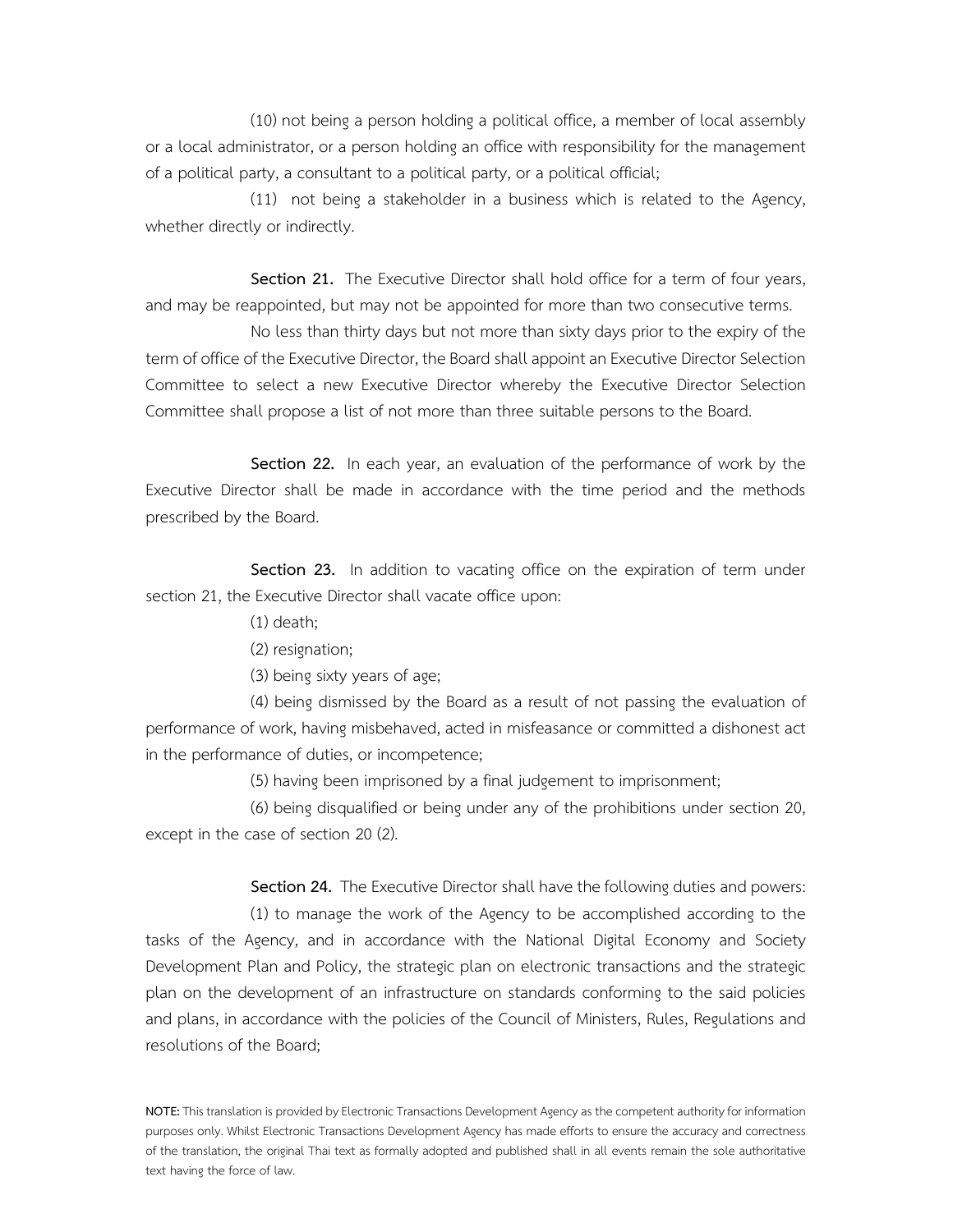(10) not being a person holding a political office, a member of local assembly or a local administrator, or a person holding an office with responsibility for the management of a political party, a consultant to a political party, or a political official;

(11) not being a stakeholder in a business which is related to the Agency, whether directly or indirectly.

**Section 21.** The Executive Director shall hold office for a term of four years, and may be reappointed, but may not be appointed for more than two consecutive terms.

No less than thirty days but not more than sixty days prior to the expiry of the term of office of the Executive Director, the Board shall appoint an Executive Director Selection Committee to select a new Executive Director whereby the Executive Director Selection Committee shall propose a list of not more than three suitable persons to the Board.

**Section 22.** In each year, an evaluation of the performance of work by the Executive Director shall be made in accordance with the time period and the methods prescribed by the Board.

**Section 23.** In addition to vacating office on the expiration of term under section 21, the Executive Director shall vacate office upon:

(1) death;

(2) resignation;

(3) being sixty years of age;

(4) being dismissed by the Board as a result of not passing the evaluation of performance of work, having misbehaved, acted in misfeasance or committed a dishonest act in the performance of duties, or incompetence;

(5) having been imprisoned by a final judgement to imprisonment;

(6) being disqualified or being under any of the prohibitions under section 20, except in the case of section 20 (2).

**Section 24.** The Executive Director shall have the following duties and powers:

(1) to manage the work of the Agency to be accomplished according to the tasks of the Agency, and in accordance with the National Digital Economy and Society Development Plan and Policy, the strategic plan on electronic transactions and the strategic plan on the development of an infrastructure on standards conforming to the said policies and plans, in accordance with the policies of the Council of Ministers, Rules, Regulations and resolutions of the Board;

**NOTE:** This translation is provided by Electronic Transactions Development Agency as the competent authority for information purposes only. Whilst Electronic Transactions Development Agency has made efforts to ensure the accuracy and correctness of the translation, the original Thai text as formally adopted and published shall in all events remain the sole authoritative text having the force of law.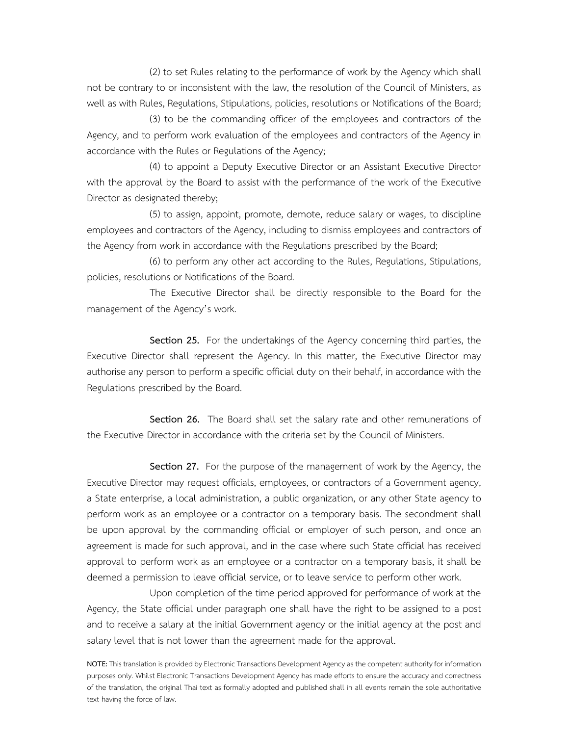(2) to set Rules relating to the performance of work by the Agency which shall not be contrary to or inconsistent with the law, the resolution of the Council of Ministers, as well as with Rules, Regulations, Stipulations, policies, resolutions or Notifications of the Board;

(3) to be the commanding officer of the employees and contractors of the Agency, and to perform work evaluation of the employees and contractors of the Agency in accordance with the Rules or Regulations of the Agency;

(4) to appoint a Deputy Executive Director or an Assistant Executive Director with the approval by the Board to assist with the performance of the work of the Executive Director as designated thereby;

(5) to assign, appoint, promote, demote, reduce salary or wages, to discipline employees and contractors of the Agency, including to dismiss employees and contractors of the Agency from work in accordance with the Regulations prescribed by the Board;

(6) to perform any other act according to the Rules, Regulations, Stipulations, policies, resolutions or Notifications of the Board.

The Executive Director shall be directly responsible to the Board for the management of the Agency's work.

**Section 25.** For the undertakings of the Agency concerning third parties, the Executive Director shall represent the Agency. In this matter, the Executive Director may authorise any person to perform a specific official duty on their behalf, in accordance with the Regulations prescribed by the Board.

**Section 26.** The Board shall set the salary rate and other remunerations of the Executive Director in accordance with the criteria set by the Council of Ministers.

**Section 27.** For the purpose of the management of work by the Agency, the Executive Director may request officials, employees, or contractors of a Government agency, a State enterprise, a local administration, a public organization, or any other State agency to perform work as an employee or a contractor on a temporary basis. The secondment shall be upon approval by the commanding official or employer of such person, and once an agreement is made for such approval, and in the case where such State official has received approval to perform work as an employee or a contractor on a temporary basis, it shall be deemed a permission to leave official service, or to leave service to perform other work.

Upon completion of the time period approved for performance of work at the Agency, the State official under paragraph one shall have the right to be assigned to a post and to receive a salary at the initial Government agency or the initial agency at the post and salary level that is not lower than the agreement made for the approval.

**NOTE:** This translation is provided by Electronic Transactions Development Agency as the competent authority for information purposes only. Whilst Electronic Transactions Development Agency has made efforts to ensure the accuracy and correctness of the translation, the original Thai text as formally adopted and published shall in all events remain the sole authoritative text having the force of law.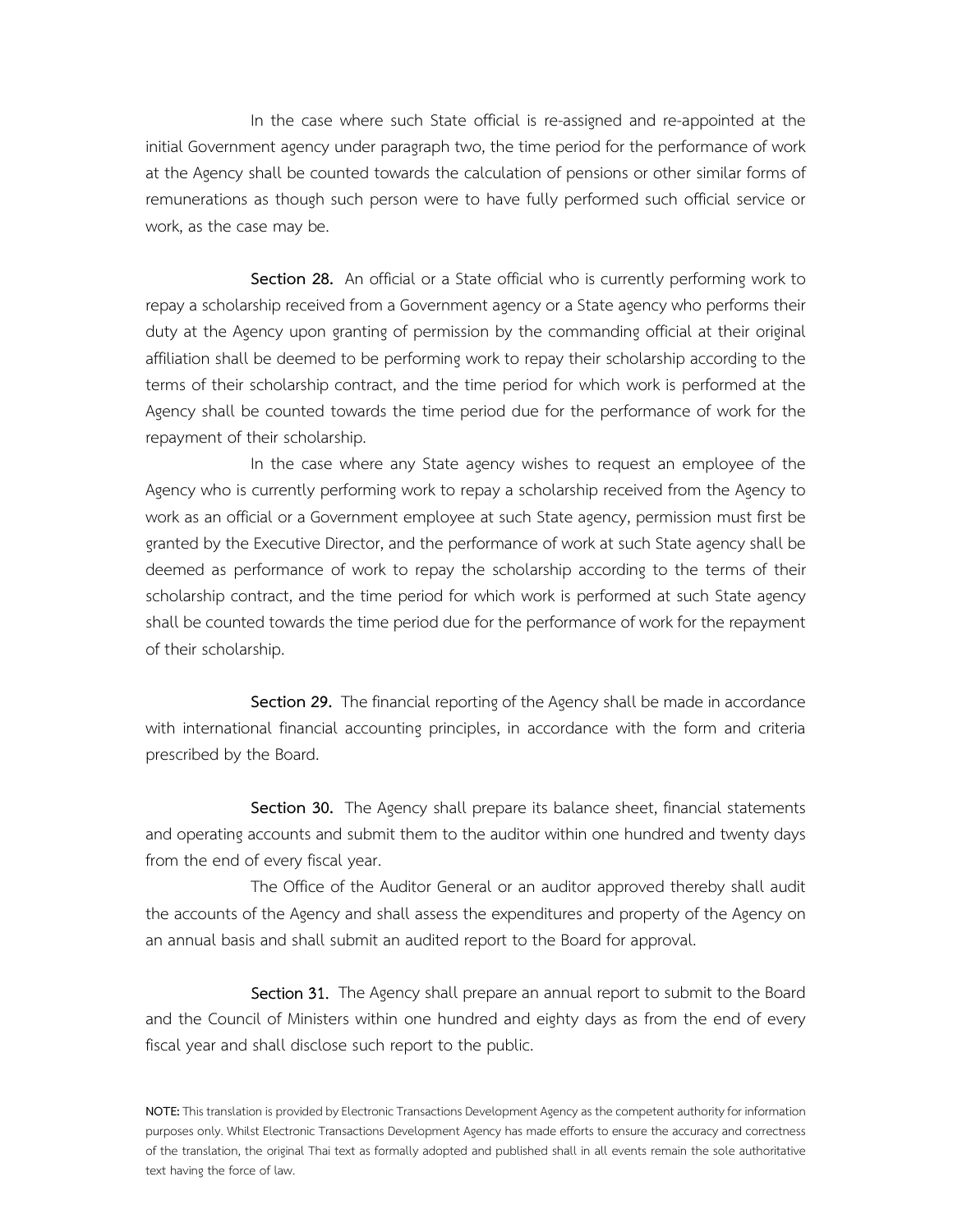In the case where such State official is re-assigned and re-appointed at the initial Government agency under paragraph two, the time period for the performance of work at the Agency shall be counted towards the calculation of pensions or other similar forms of remunerations as though such person were to have fully performed such official service or work, as the case may be.

**Section 28.** An official or a State official who is currently performing work to repay a scholarship received from a Government agency or a State agency who performs their duty at the Agency upon granting of permission by the commanding official at their original affiliation shall be deemed to be performing work to repay their scholarship according to the terms of their scholarship contract, and the time period for which work is performed at the Agency shall be counted towards the time period due for the performance of work for the repayment of their scholarship.

In the case where any State agency wishes to request an employee of the Agency who is currently performing work to repay a scholarship received from the Agency to work as an official or a Government employee at such State agency, permission must first be granted by the Executive Director, and the performance of work at such State agency shall be deemed as performance of work to repay the scholarship according to the terms of their scholarship contract, and the time period for which work is performed at such State agency shall be counted towards the time period due for the performance of work for the repayment of their scholarship.

**Section 29.** The financial reporting of the Agency shall be made in accordance with international financial accounting principles, in accordance with the form and criteria prescribed by the Board.

**Section 30.** The Agency shall prepare its balance sheet, financial statements and operating accounts and submit them to the auditor within one hundred and twenty days from the end of every fiscal year.

The Office of the Auditor General or an auditor approved thereby shall audit the accounts of the Agency and shall assess the expenditures and property of the Agency on an annual basis and shall submit an audited report to the Board for approval.

**Section 31.** The Agency shall prepare an annual report to submit to the Board and the Council of Ministers within one hundred and eighty days as from the end of every fiscal year and shall disclose such report to the public.

**NOTE:** This translation is provided by Electronic Transactions Development Agency as the competent authority for information purposes only. Whilst Electronic Transactions Development Agency has made efforts to ensure the accuracy and correctness of the translation, the original Thai text as formally adopted and published shall in all events remain the sole authoritative text having the force of law.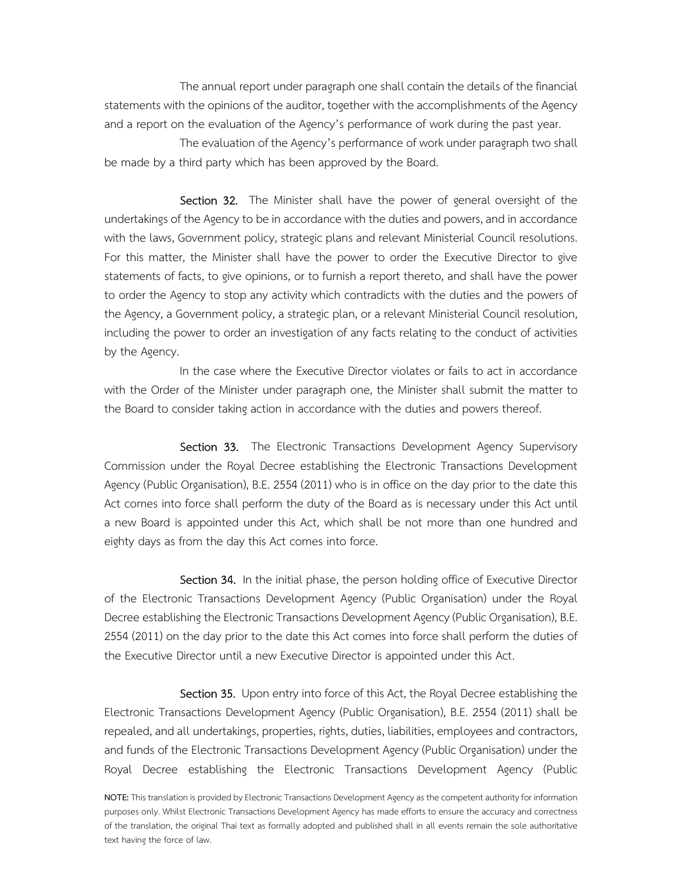The annual report under paragraph one shall contain the details of the financial statements with the opinions of the auditor, together with the accomplishments of the Agency and a report on the evaluation of the Agency's performance of work during the past year.

The evaluation of the Agency's performance of work under paragraph two shall be made by a third party which has been approved by the Board.

**Section 32.** The Minister shall have the power of general oversight of the undertakings of the Agency to be in accordance with the duties and powers, and in accordance with the laws, Government policy, strategic plans and relevant Ministerial Council resolutions. For this matter, the Minister shall have the power to order the Executive Director to give statements of facts, to give opinions, or to furnish a report thereto, and shall have the power to order the Agency to stop any activity which contradicts with the duties and the powers of the Agency, a Government policy, a strategic plan, or a relevant Ministerial Council resolution, including the power to order an investigation of any facts relating to the conduct of activities by the Agency.

In the case where the Executive Director violates or fails to act in accordance with the Order of the Minister under paragraph one, the Minister shall submit the matter to the Board to consider taking action in accordance with the duties and powers thereof.

**Section 33.** The Electronic Transactions Development Agency Supervisory Commission under the Royal Decree establishing the Electronic Transactions Development Agency (Public Organisation), B.E. 2554 (2011) who is in office on the day prior to the date this Act comes into force shall perform the duty of the Board as is necessary under this Act until a new Board is appointed under this Act, which shall be not more than one hundred and eighty days as from the day this Act comes into force.

**Section 34.** In the initial phase, the person holding office of Executive Director of the Electronic Transactions Development Agency (Public Organisation) under the Royal Decree establishing the Electronic Transactions Development Agency (Public Organisation), B.E. 2554 (2011) on the day prior to the date this Act comes into force shall perform the duties of the Executive Director until a new Executive Director is appointed under this Act.

**Section 35.** Upon entry into force of this Act, the Royal Decree establishing the Electronic Transactions Development Agency (Public Organisation), B.E. 2554 (2011) shall be repealed, and all undertakings, properties, rights, duties, liabilities, employees and contractors, and funds of the Electronic Transactions Development Agency (Public Organisation) under the Royal Decree establishing the Electronic Transactions Development Agency (Public

**NOTE:** This translation is provided by Electronic Transactions Development Agency as the competent authority for information purposes only. Whilst Electronic Transactions Development Agency has made efforts to ensure the accuracy and correctness of the translation, the original Thai text as formally adopted and published shall in all events remain the sole authoritative text having the force of law.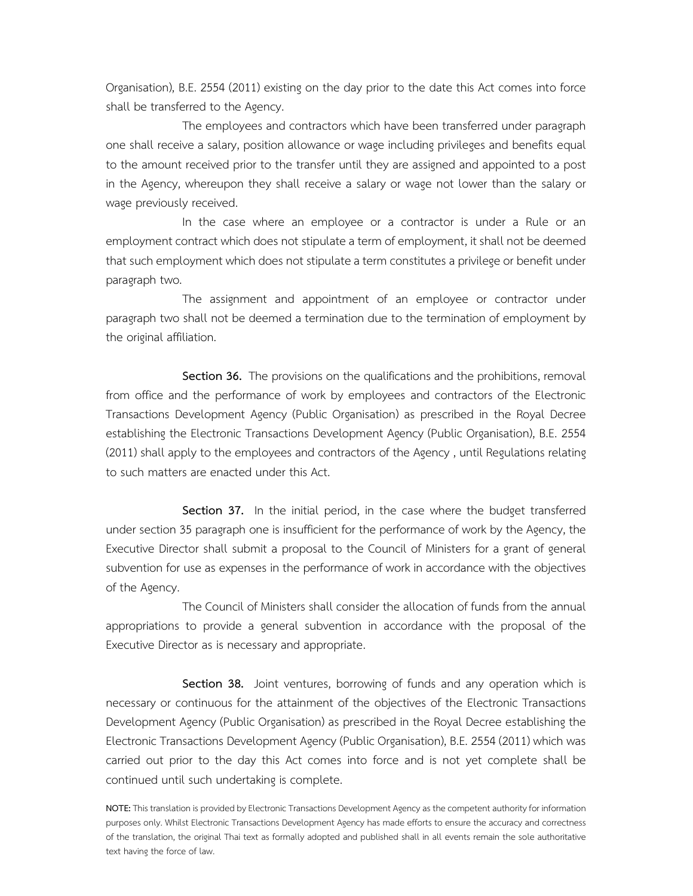Organisation), B.E. 2554 (2011) existing on the day prior to the date this Act comes into force shall be transferred to the Agency.

The employees and contractors which have been transferred under paragraph one shall receive a salary, position allowance or wage including privileges and benefits equal to the amount received prior to the transfer until they are assigned and appointed to a post in the Agency, whereupon they shall receive a salary or wage not lower than the salary or wage previously received.

In the case where an employee or a contractor is under a Rule or an employment contract which does not stipulate a term of employment, it shall not be deemed that such employment which does not stipulate a term constitutes a privilege or benefit under paragraph two.

The assignment and appointment of an employee or contractor under paragraph two shall not be deemed a termination due to the termination of employment by the original affiliation.

**Section 36.** The provisions on the qualifications and the prohibitions, removal from office and the performance of work by employees and contractors of the Electronic Transactions Development Agency (Public Organisation) as prescribed in the Royal Decree establishing the Electronic Transactions Development Agency (Public Organisation), B.E. 2554 (2011) shall apply to the employees and contractors of the Agency , until Regulations relating to such matters are enacted under this Act.

**Section 37.** In the initial period, in the case where the budget transferred under section 35 paragraph one is insufficient for the performance of work by the Agency, the Executive Director shall submit a proposal to the Council of Ministers for a grant of general subvention for use as expenses in the performance of work in accordance with the objectives of the Agency.

The Council of Ministers shall consider the allocation of funds from the annual appropriations to provide a general subvention in accordance with the proposal of the Executive Director as is necessary and appropriate.

**Section 38.** Joint ventures, borrowing of funds and any operation which is necessary or continuous for the attainment of the objectives of the Electronic Transactions Development Agency (Public Organisation) as prescribed in the Royal Decree establishing the Electronic Transactions Development Agency (Public Organisation), B.E. 2554 (2011) which was carried out prior to the day this Act comes into force and is not yet complete shall be continued until such undertaking is complete.

**NOTE:** This translation is provided by Electronic Transactions Development Agency as the competent authority for information purposes only. Whilst Electronic Transactions Development Agency has made efforts to ensure the accuracy and correctness of the translation, the original Thai text as formally adopted and published shall in all events remain the sole authoritative text having the force of law.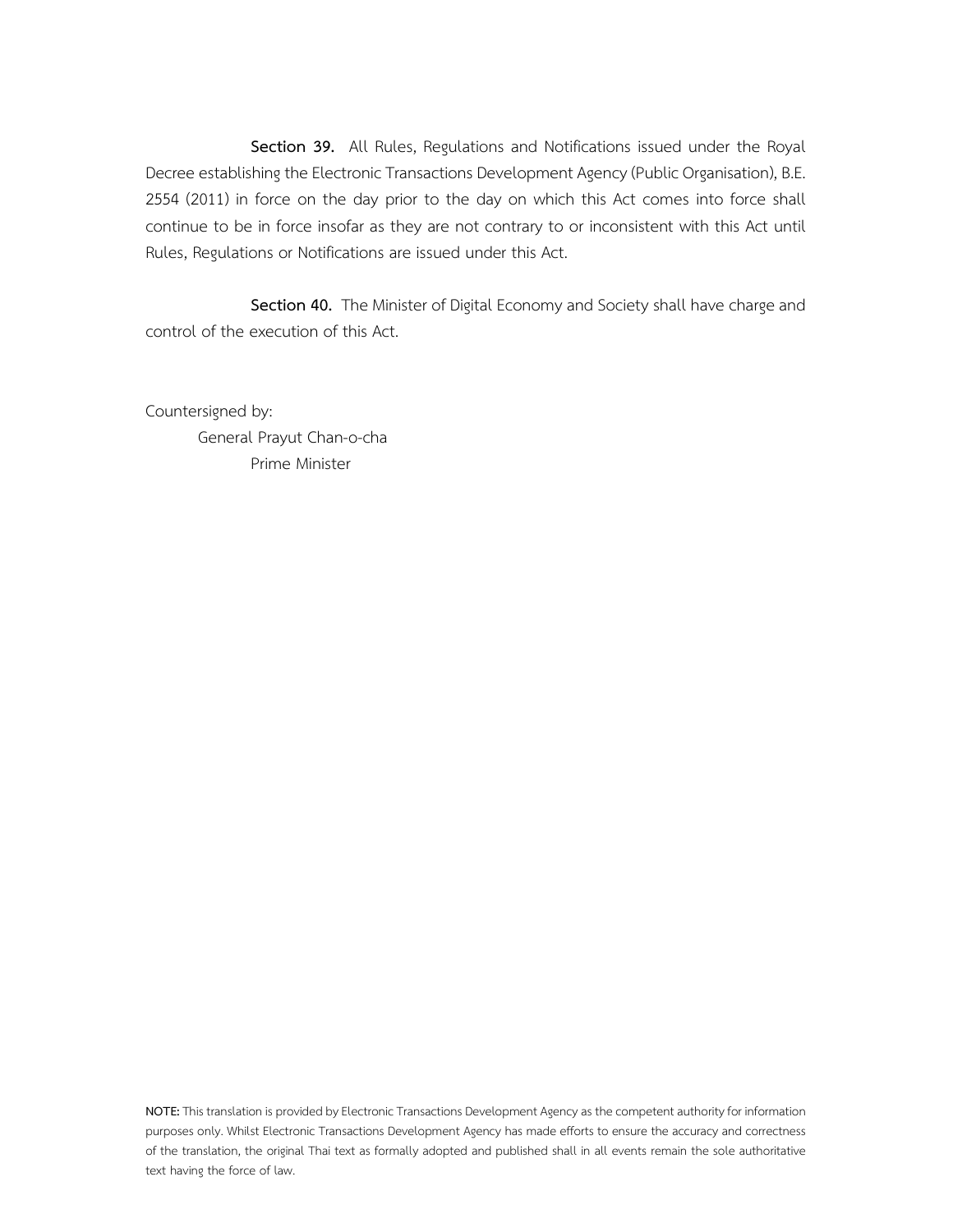**Section 39.** All Rules, Regulations and Notifications issued under the Royal Decree establishing the Electronic Transactions Development Agency (Public Organisation), B.E. 2554 (2011) in force on the day prior to the day on which this Act comes into force shall continue to be in force insofar as they are not contrary to or inconsistent with this Act until Rules, Regulations or Notifications are issued under this Act.

**Section 40.** The Minister of Digital Economy and Society shall have charge and control of the execution of this Act.

Countersigned by:
General Prayut Chan-o-cha
Prime Minister

**NOTE:** This translation is provided by Electronic Transactions Development Agency as the competent authority for information purposes only. Whilst Electronic Transactions Development Agency has made efforts to ensure the accuracy and correctness of the translation, the original Thai text as formally adopted and published shall in all events remain the sole authoritative text having the force of law.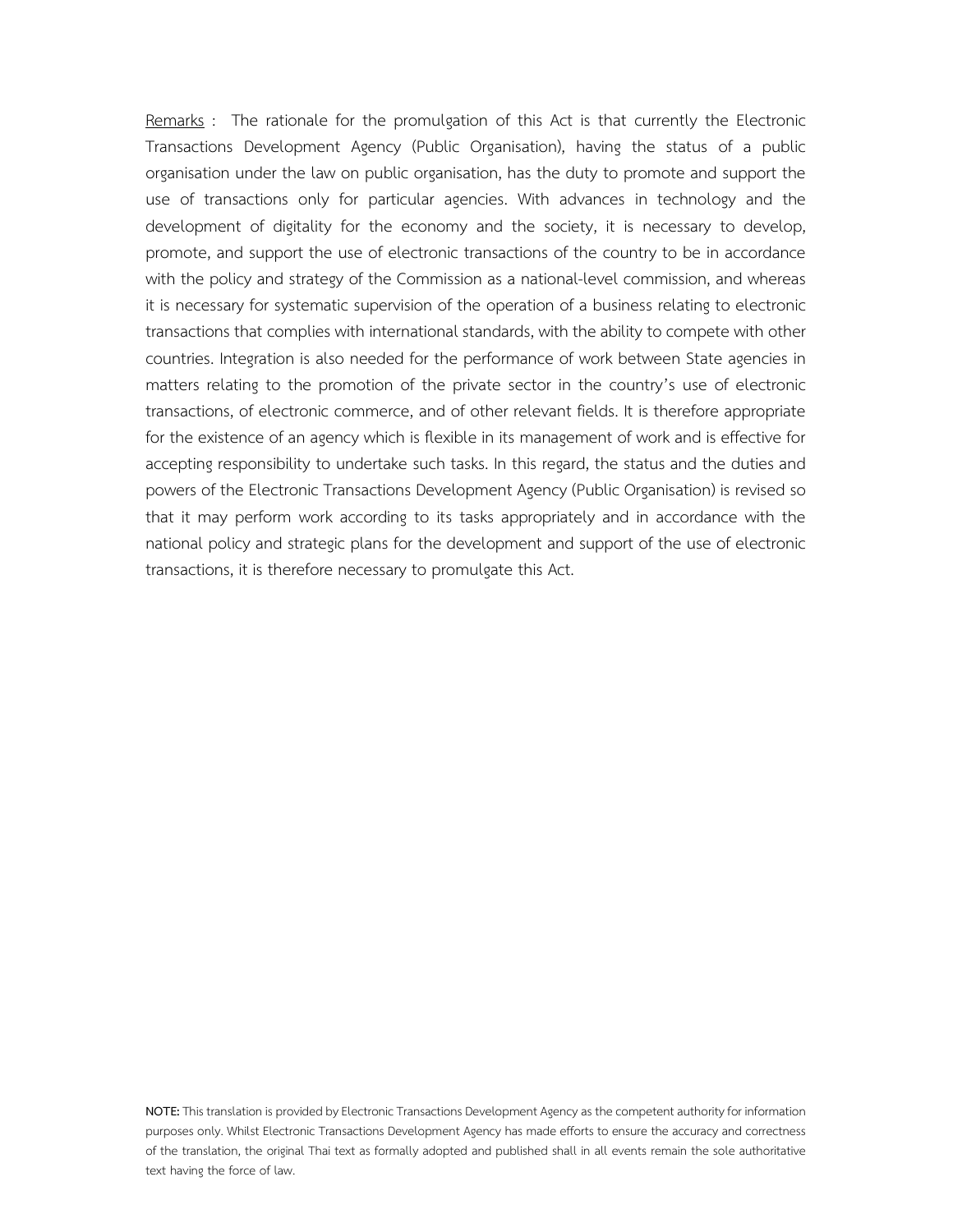<u>Remarks</u> : The rationale for the promulgation of this Act is that currently the Electronic Transactions Development Agency (Public Organisation), having the status of a public organisation under the law on public organisation, has the duty to promote and support the use of transactions only for particular agencies. With advances in technology and the development of digitality for the economy and the society, it is necessary to develop, promote, and support the use of electronic transactions of the country to be in accordance with the policy and strategy of the Commission as a national-level commission, and whereas it is necessary for systematic supervision of the operation of a business relating to electronic transactions that complies with international standards, with the ability to compete with other countries. Integration is also needed for the performance of work between State agencies in matters relating to the promotion of the private sector in the country's use of electronic transactions, of electronic commerce, and of other relevant fields. It is therefore appropriate for the existence of an agency which is flexible in its management of work and is effective for accepting responsibility to undertake such tasks. In this regard, the status and the duties and powers of the Electronic Transactions Development Agency (Public Organisation) is revised so that it may perform work according to its tasks appropriately and in accordance with the national policy and strategic plans for the development and support of the use of electronic transactions, it is therefore necessary to promulgate this Act.

**NOTE:** This translation is provided by Electronic Transactions Development Agency as the competent authority for information purposes only. Whilst Electronic Transactions Development Agency has made efforts to ensure the accuracy and correctness of the translation, the original Thai text as formally adopted and published shall in all events remain the sole authoritative text having the force of law.